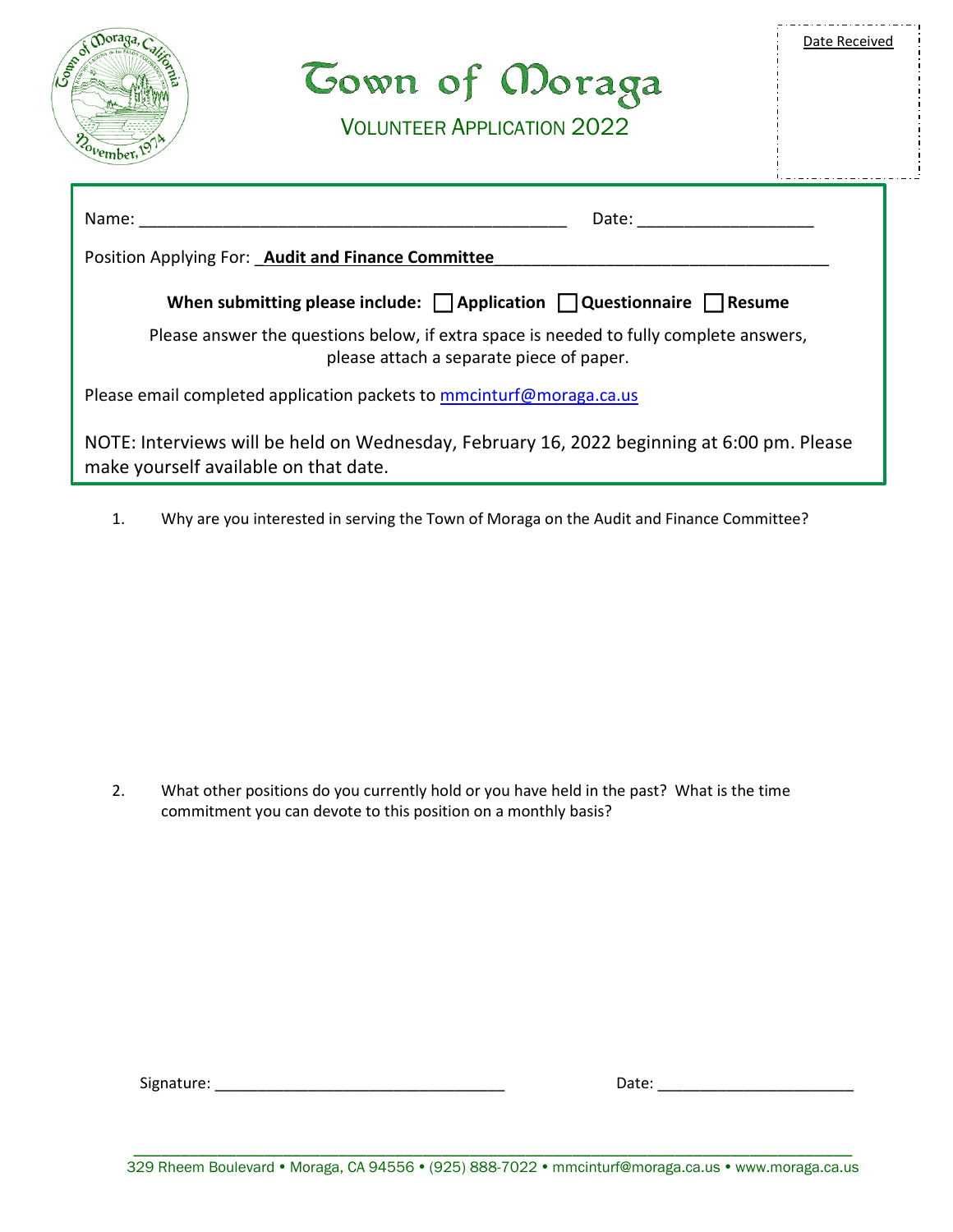# Town of Moraga

## VOLUNTEER APPLICATION 2022

Date Received

Name: ______________________________________________ Date: ___________________

Position Applying For: **Audit and Finance Committee**

**When submitting please include:** ☐ **Application** ☐ **Questionnaire** ☐ **Resume**

Please answer the questions below, if extra space is needed to fully complete answers, please attach a separate piece of paper.

Please email completed application packets to mmcinturf@moraga.ca.us

NOTE: Interviews will be held on Wednesday, February 16, 2022 beginning at 6:00 pm. Please make yourself available on that date.

1. Why are you interested in serving the Town of Moraga on the Audit and Finance Committee?

2. What other positions do you currently hold or you have held in the past? What is the time commitment you can devote to this position on a monthly basis?

Signature: __________________________________ Date: ______________________

329 Rheem Boulevard • Moraga, CA 94556 • (925) 888-7022 • mmcinturf@moraga.ca.us • www.moraga.ca.us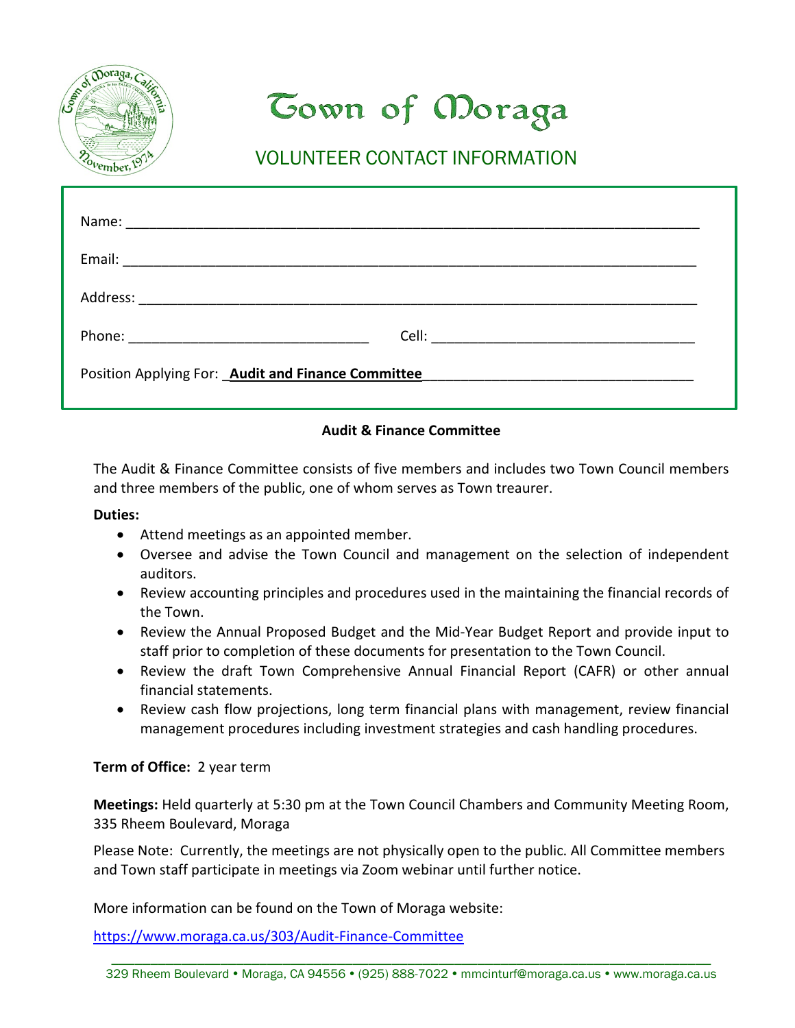# Town of Moraga

## VOLUNTEER CONTACT INFORMATION

Name: ___________________________________________________________________________

Email: ___________________________________________________________________________

Address: _________________________________________________________________________

Phone: ______________________________ Cell: __________________________________

Position Applying For: **Audit and Finance Committee**

**Audit & Finance Committee**

The Audit & Finance Committee consists of five members and includes two Town Council members and three members of the public, one of whom serves as Town treaurer.

**Duties:**

- Attend meetings as an appointed member.
- Oversee and advise the Town Council and management on the selection of independent auditors.
- Review accounting principles and procedures used in the maintaining the financial records of the Town.
- Review the Annual Proposed Budget and the Mid-Year Budget Report and provide input to staff prior to completion of these documents for presentation to the Town Council.
- Review the draft Town Comprehensive Annual Financial Report (CAFR) or other annual financial statements.
- Review cash flow projections, long term financial plans with management, review financial management procedures including investment strategies and cash handling procedures.

**Term of Office:** 2 year term

**Meetings:** Held quarterly at 5:30 pm at the Town Council Chambers and Community Meeting Room, 335 Rheem Boulevard, Moraga

Please Note: Currently, the meetings are not physically open to the public. All Committee members and Town staff participate in meetings via Zoom webinar until further notice.

More information can be found on the Town of Moraga website:

https://www.moraga.ca.us/303/Audit-Finance-Committee

329 Rheem Boulevard • Moraga, CA 94556 • (925) 888-7022 • mmcinturf@moraga.ca.us • www.moraga.ca.us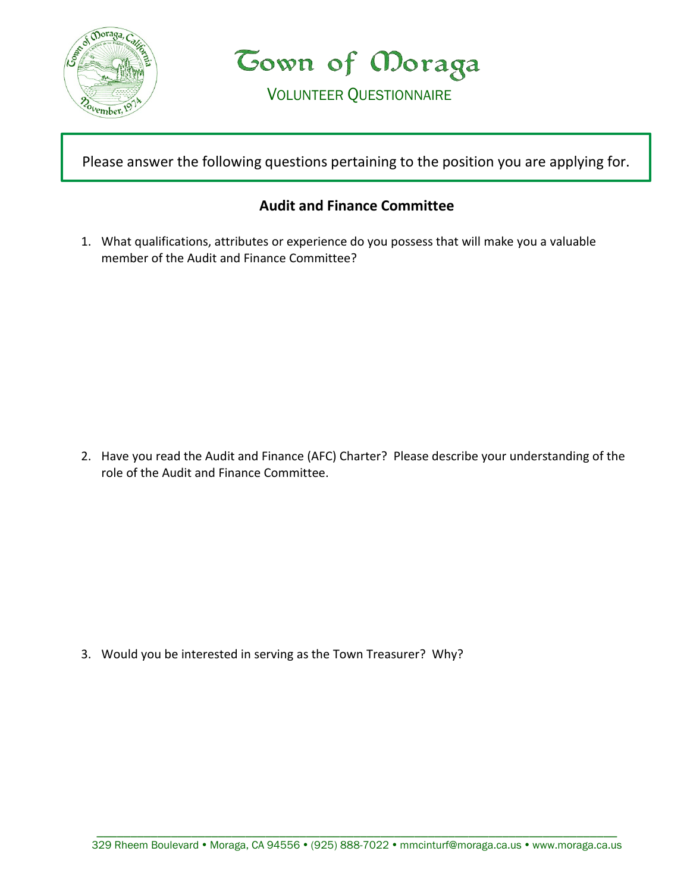# Town of Moraga

## VOLUNTEER QUESTIONNAIRE

Please answer the following questions pertaining to the position you are applying for.

### Audit and Finance Committee

1. What qualifications, attributes or experience do you possess that will make you a valuable member of the Audit and Finance Committee?

2. Have you read the Audit and Finance (AFC) Charter? Please describe your understanding of the role of the Audit and Finance Committee.

3. Would you be interested in serving as the Town Treasurer? Why?

329 Rheem Boulevard • Moraga, CA 94556 • (925) 888-7022 • mmcinturf@moraga.ca.us • www.moraga.ca.us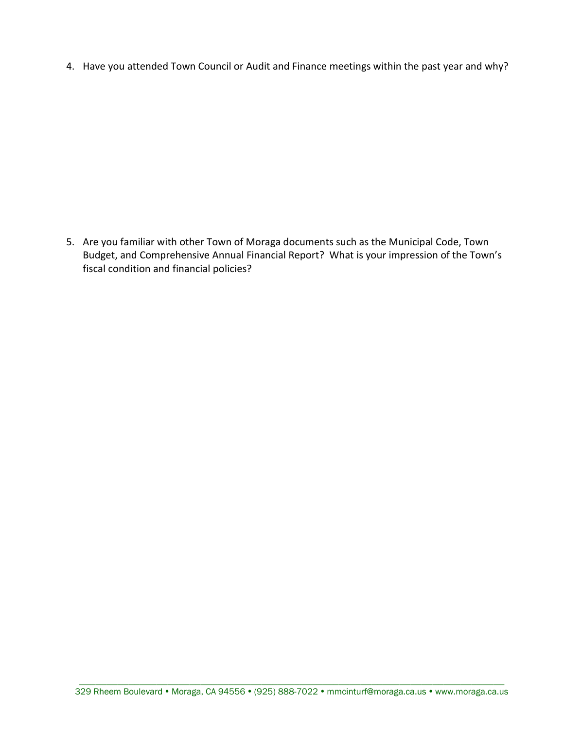4. Have you attended Town Council or Audit and Finance meetings within the past year and why?

5. Are you familiar with other Town of Moraga documents such as the Municipal Code, Town Budget, and Comprehensive Annual Financial Report? What is your impression of the Town's fiscal condition and financial policies?